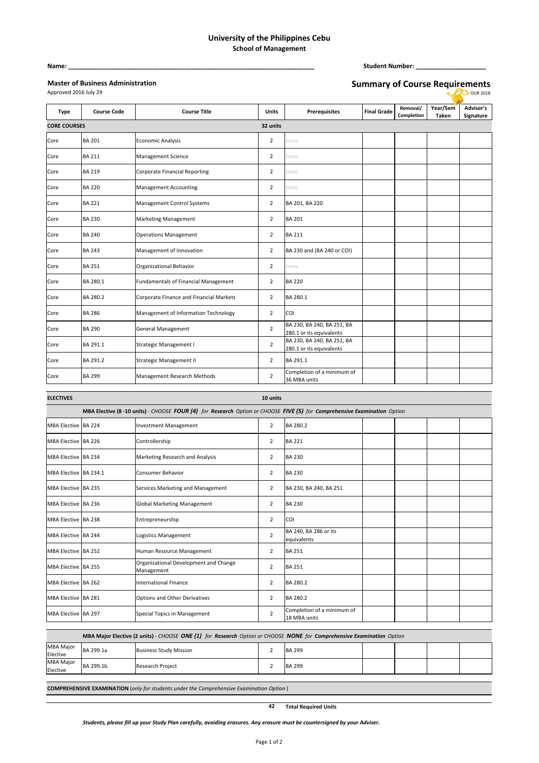**University of the Philippines Cebu**
**School of Management**

**Name:** ______________________________________________________________________ **Student Number:** ___________________

**Master of Business Administration**
Approved 2016 July 29

**Summary of Course Requirements**
OUR 2018

| Type | Course Code | Course Title | Units | Prerequisites | Final Grade | Removal/ Completion | Year/Sem Taken | Adviser's Signature |
|---|---|---|---|---|---|---|---|---|
| **CORE COURSES** | | | **32 units** | | | | | |
| Core | BA 201 | Economic Analysis | 2 | none | | | | |
| Core | BA 211 | Management Science | 2 | none | | | | |
| Core | BA 219 | Corporate Financial Reporting | 2 | none | | | | |
| Core | BA 220 | Management Accounting | 2 | none | | | | |
| Core | BA 221 | Management Control Systems | 2 | BA 201, BA 220 | | | | |
| Core | BA 230 | Marketing Management | 2 | BA 201 | | | | |
| Core | BA 240 | Operations Management | 2 | BA 211 | | | | |
| Core | BA 243 | Management of Innovation | 2 | BA 230 and (BA 240 or COI) | | | | |
| Core | BA 251 | Organizational Behavior | 2 | none | | | | |
| Core | BA 280.1 | Fundamentals of Financial Management | 2 | BA 220 | | | | |
| Core | BA 280.2 | Corporate Finance and Financial Markets | 2 | BA 280.1 | | | | |
| Core | BA 286 | Management of Information Technology | 2 | COI | | | | |
| Core | BA 290 | General Management | 2 | BA 230, BA 240, BA 251, BA 280.1 or its equivalents | | | | |
| Core | BA 291.1 | Strategic Management I | 2 | BA 230, BA 240, BA 251, BA 280.1 or its equivalents | | | | |
| Core | BA 291.2 | Strategic Management II | 2 | BA 291.1 | | | | |
| Core | BA 299 | Management Research Methods | 2 | Completion of a minimum of 36 MBA units | | | | |
| **ELECTIVES** | | | **10 units** | | | | | |
| **MBA Elective (8 -10 units)** - *CHOOSE **FOUR (4)** for **Research** Option or CHOOSE **FIVE (5)** for **Comprehensive Examination** Option* | | | | | | | | |
| MBA Elective | BA 224 | Investment Management | 2 | BA 280.2 | | | | |
| MBA Elective | BA 226 | Controllership | 2 | BA 221 | | | | |
| MBA Elective | BA 234 | Marketing Research and Analysis | 2 | BA 230 | | | | |
| MBA Elective | BA 234.1 | Consumer Behavior | 2 | BA 230 | | | | |
| MBA Elective | BA 235 | Services Marketing and Management | 2 | BA 230, BA 240, BA 251 | | | | |
| MBA Elective | BA 236 | Global Marketing Management | 2 | BA 230 | | | | |
| MBA Elective | BA 238 | Entrepreneurship | 2 | COI | | | | |
| MBA Elective | BA 244 | Logistics Management | 2 | BA 240, BA 286 or its equivalents | | | | |
| MBA Elective | BA 252 | Human Resource Management | 2 | BA 251 | | | | |
| MBA Elective | BA 255 | Organizational Development and Change Management | 2 | BA 251 | | | | |
| MBA Elective | BA 262 | International Finance | 2 | BA 280.2 | | | | |
| MBA Elective | BA 281 | Options and Other Derivatives | 2 | BA 280.2 | | | | |
| MBA Elective | BA 297 | Special Topics in Management | 2 | Completion of a minimum of 18 MBA units | | | | |
| **MBA Major Elective (2 units)** - *CHOOSE **ONE (1)** for **Research** Option or CHOOSE **NONE** for **Comprehensive Examination** Option* | | | | | | | | |
| MBA Major Elective | BA 299.1a | Business Study Mission | 2 | BA 299 | | | | |
| MBA Major Elective | BA 299.1b | Research Project | 2 | BA 299 | | | | |
| **COMPREHENSIVE EXAMINATION** (*only for students under the Comprehensive Examination Option*) | | | | | | | | |
| | | | **42** | **Total Required Units** | | | | |

***Students, please fill up your Study Plan carefully, avoiding erasures. Any erasure must be countersigned by your Adviser.***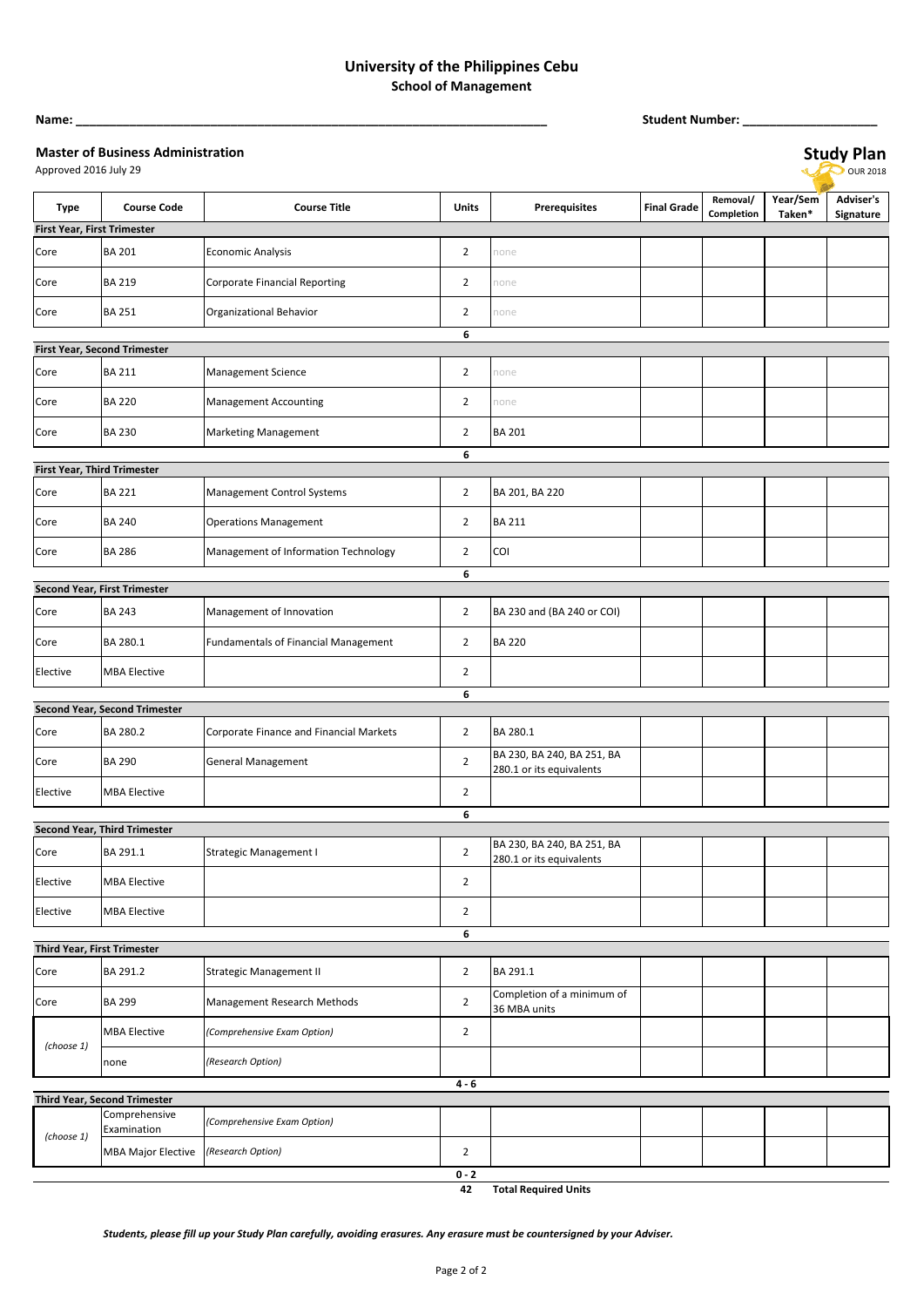# University of the Philippines Cebu
## School of Management

**Name:** ______________________________ **Student Number:** ____________________

**Master of Business Administration**
Approved 2016 July 29

**Study Plan**
OUR 2018

| Type | Course Code | Course Title | Units | Prerequisites | Final Grade | Removal/ Completion | Year/Sem Taken* | Adviser's Signature |
|---|---|---|---|---|---|---|---|---|
| **First Year, First Trimester** | | | | | | | | |
| Core | BA 201 | Economic Analysis | 2 | none | | | | |
| Core | BA 219 | Corporate Financial Reporting | 2 | none | | | | |
| Core | BA 251 | Organizational Behavior | 2 | none | | | | |
| | | | 6 | | | | | |
| **First Year, Second Trimester** | | | | | | | | |
| Core | BA 211 | Management Science | 2 | none | | | | |
| Core | BA 220 | Management Accounting | 2 | none | | | | |
| Core | BA 230 | Marketing Management | 2 | BA 201 | | | | |
| | | | 6 | | | | | |
| **First Year, Third Trimester** | | | | | | | | |
| Core | BA 221 | Management Control Systems | 2 | BA 201, BA 220 | | | | |
| Core | BA 240 | Operations Management | 2 | BA 211 | | | | |
| Core | BA 286 | Management of Information Technology | 2 | COI | | | | |
| | | | 6 | | | | | |
| **Second Year, First Trimester** | | | | | | | | |
| Core | BA 243 | Management of Innovation | 2 | BA 230 and (BA 240 or COI) | | | | |
| Core | BA 280.1 | Fundamentals of Financial Management | 2 | BA 220 | | | | |
| Elective | MBA Elective | | 2 | | | | | |
| | | | 6 | | | | | |
| **Second Year, Second Trimester** | | | | | | | | |
| Core | BA 280.2 | Corporate Finance and Financial Markets | 2 | BA 280.1 | | | | |
| Core | BA 290 | General Management | 2 | BA 230, BA 240, BA 251, BA 280.1 or its equivalents | | | | |
| Elective | MBA Elective | | 2 | | | | | |
| | | | 6 | | | | | |
| **Second Year, Third Trimester** | | | | | | | | |
| Core | BA 291.1 | Strategic Management I | 2 | BA 230, BA 240, BA 251, BA 280.1 or its equivalents | | | | |
| Elective | MBA Elective | | 2 | | | | | |
| Elective | MBA Elective | | 2 | | | | | |
| | | | 6 | | | | | |
| **Third Year, First Trimester** | | | | | | | | |
| Core | BA 291.2 | Strategic Management II | 2 | BA 291.1 | | | | |
| Core | BA 299 | Management Research Methods | 2 | Completion of a minimum of 36 MBA units | | | | |
| *(choose 1)* | MBA Elective | *(Comprehensive Exam Option)* | 2 | | | | | |
| | none | *(Research Option)* | | | | | | |
| | | | 4 - 6 | | | | | |
| **Third Year, Second Trimester** | | | | | | | | |
| *(choose 1)* | Comprehensive Examination | *(Comprehensive Exam Option)* | | | | | | |
| | MBA Major Elective | *(Research Option)* | 2 | | | | | |
| | | | 0 - 2 | | | | | |
| | | | 42 | **Total Required Units** | | | | |

***Students, please fill up your Study Plan carefully, avoiding erasures. Any erasure must be countersigned by your Adviser.***